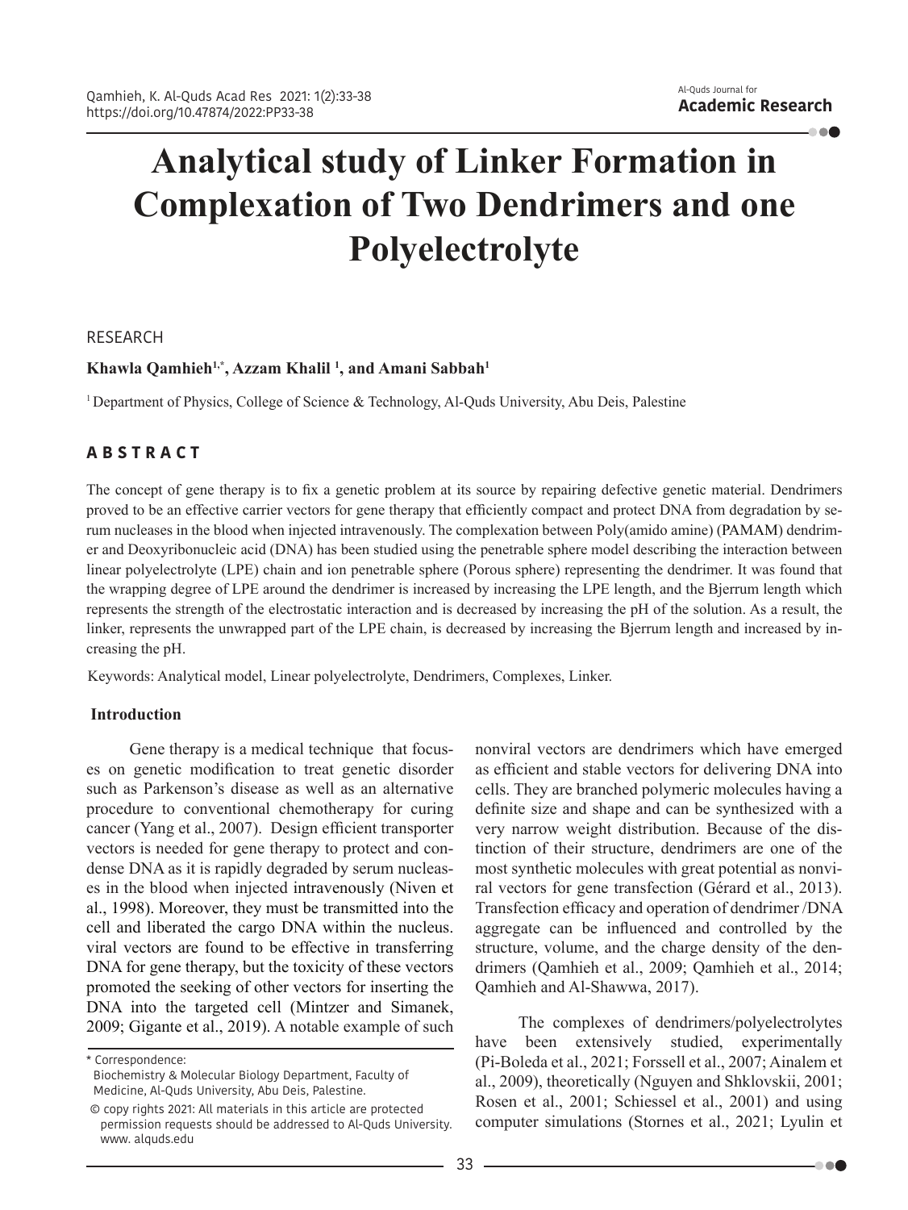# Analytical study of Linker Formation in Complexation of Two Dendrimers and one Polyelectrolyte

RESEARCH

**Khawla Qamhieh[1,*], Azzam Khalil [1], and Amani Sabbah[1]**

[1] Department of Physics, College of Science & Technology, Al-Quds University, Abu Deis, Palestine

## ABSTRACT

The concept of gene therapy is to fix a genetic problem at its source by repairing defective genetic material. Dendrimers proved to be an effective carrier vectors for gene therapy that efficiently compact and protect DNA from degradation by serum nucleases in the blood when injected intravenously. The complexation between Poly(amido amine) (PAMAM) dendrimer and Deoxyribonucleic acid (DNA) has been studied using the penetrable sphere model describing the interaction between linear polyelectrolyte (LPE) chain and ion penetrable sphere (Porous sphere) representing the dendrimer. It was found that the wrapping degree of LPE around the dendrimer is increased by increasing the LPE length, and the Bjerrum length which represents the strength of the electrostatic interaction and is decreased by increasing the pH of the solution. As a result, the linker, represents the unwrapped part of the LPE chain, is decreased by increasing the Bjerrum length and increased by increasing the pH.

Keywords: Analytical model, Linear polyelectrolyte, Dendrimers, Complexes, Linker.

## Introduction

Gene therapy is a medical technique that focuses on genetic modification to treat genetic disorder such as Parkenson's disease as well as an alternative procedure to conventional chemotherapy for curing cancer (Yang et al., 2007). Design efficient transporter vectors is needed for gene therapy to protect and condense DNA as it is rapidly degraded by serum nucleases in the blood when injected intravenously (Niven et al., 1998). Moreover, they must be transmitted into the cell and liberated the cargo DNA within the nucleus. viral vectors are found to be effective in transferring DNA for gene therapy, but the toxicity of these vectors promoted the seeking of other vectors for inserting the DNA into the targeted cell (Mintzer and Simanek, 2009; Gigante et al., 2019). A notable example of such nonviral vectors are dendrimers which have emerged as efficient and stable vectors for delivering DNA into cells. They are branched polymeric molecules having a definite size and shape and can be synthesized with a very narrow weight distribution. Because of the distinction of their structure, dendrimers are one of the most synthetic molecules with great potential as nonviral vectors for gene transfection (Gérard et al., 2013). Transfection efficacy and operation of dendrimer /DNA aggregate can be influenced and controlled by the structure, volume, and the charge density of the dendrimers (Qamhieh et al., 2009; Qamhieh et al., 2014; Qamhieh and Al-Shawwa, 2017).

The complexes of dendrimers/polyelectrolytes have been extensively studied, experimentally (Pi-Boleda et al., 2021; Forssell et al., 2007; Ainalem et al., 2009), theoretically (Nguyen and Shklovskii, 2001; Rosen et al., 2001; Schiessel et al., 2001) and using computer simulations (Stornes et al., 2021; Lyulin et

\* Correspondence:
Biochemistry & Molecular Biology Department, Faculty of Medicine, Al-Quds University, Abu Deis, Palestine.

© copy rights 2021: All materials in this article are protected permission requests should be addressed to Al-Quds University. www. alquds.edu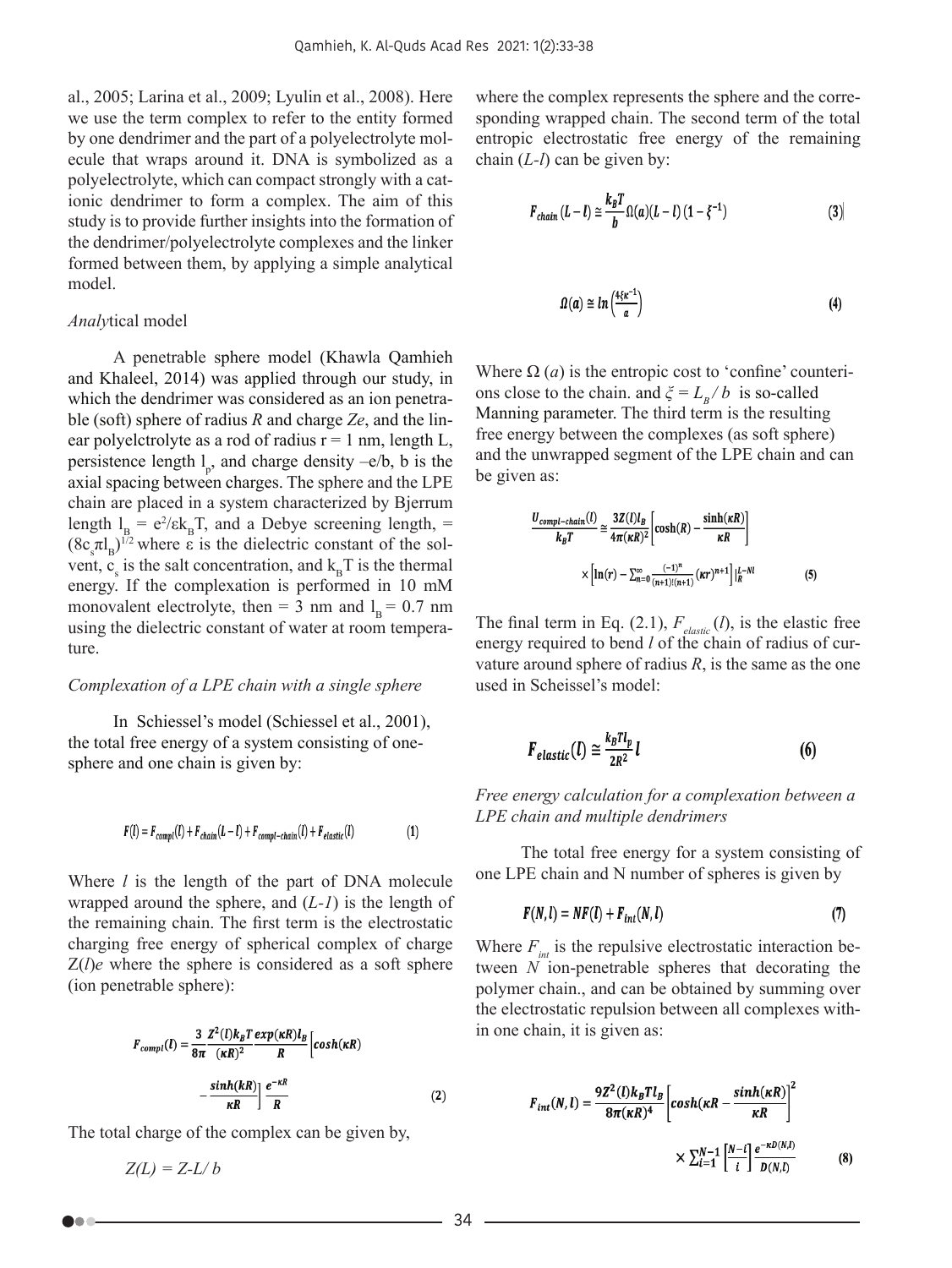al., 2005; Larina et al., 2009; Lyulin et al., 2008). Here we use the term complex to refer to the entity formed by one dendrimer and the part of a polyelectrolyte molecule that wraps around it. DNA is symbolized as a polyelectrolyte, which can compact strongly with a cationic dendrimer to form a complex. The aim of this study is to provide further insights into the formation of the dendrimer/polyelectrolyte complexes and the linker formed between them, by applying a simple analytical model.

*Analyt*ical model

A penetrable sphere model (Khawla Qamhieh and Khaleel, 2014) was applied through our study, in which the dendrimer was considered as an ion penetrable (soft) sphere of radius *R* and charge *Ze*, and the linear polyelctrolyte as a rod of radius r = 1 nm, length L, persistence length $l_p$, and charge density –e/b, b is the axial spacing between charges. The sphere and the LPE chain are placed in a system characterized by Bjerrum length $l_B = e^2/\varepsilon k_B T$, and a Debye screening length, = $(8c_s \pi l_B)^{1/2}$ where ε is the dielectric constant of the solvent, $c_s$ is the salt concentration, and $k_B T$ is the thermal energy. If the complexation is performed in 10 mM monovalent electrolyte, then = 3 nm and $l_B$ = 0.7 nm using the dielectric constant of water at room temperature.

*Complexation of a LPE chain with a single sphere*

In Schiessel's model (Schiessel et al., 2001), the total free energy of a system consisting of one-sphere and one chain is given by:

$$F(l) = F_{compl}(l) + F_{chain}(L-l) + F_{compl-chain}(l) + F_{elastic}(l) \qquad (1)$$

Where *l* is the length of the part of DNA molecule wrapped around the sphere, and (*L-1*) is the length of the remaining chain. The first term is the electrostatic charging free energy of spherical complex of charge *Z*(*l*)*e* where the sphere is considered as a soft sphere (ion penetrable sphere):

$$F_{compl}(l) = \frac{3}{8\pi}\frac{Z^2(l)k_BT}{(\kappa R)^2}\frac{exp(\kappa R)l_B}{R}\left[cosh(\kappa R) - \frac{sinh(kR)}{\kappa R}\right]\frac{e^{-\kappa R}}{R} \qquad (2)$$

The total charge of the complex can be given by,

$$Z(L) = Z - L/b$$

where the complex represents the sphere and the corresponding wrapped chain. The second term of the total entropic electrostatic free energy of the remaining chain (*L-l*) can be given by:

$$F_{chain}(L-l) \cong \frac{k_BT}{b}\Omega(a)(L-l)(1-\xi^{-1}) \qquad (3)$$

$$\Omega(a) \cong ln\left(\frac{4\xi\kappa^{-1}}{a}\right) \qquad (4)$$

Where Ω (*a*) is the entropic cost to 'confine' counterions close to the chain. and $\xi = L_B/b$ is so-called Manning parameter. The third term is the resulting free energy between the complexes (as soft sphere) and the unwrapped segment of the LPE chain and can be given as:

$$\frac{U_{compl-chain}(l)}{k_BT} \cong \frac{3Z(l)l_B}{4\pi(\kappa R)^2}\left[\cosh(R) - \frac{\sinh(\kappa R)}{\kappa R}\right] \times \left[\ln(r) - \sum_{n=0}^{\infty}\frac{(-1)^n}{(n+1)!(n+1)}(\kappa r)^{n+1}\right]\Big|_R^{L-Nl} \qquad (5)$$

The final term in Eq. (2.1), $F_{elastic}(l)$, is the elastic free energy required to bend *l* of the chain of radius of curvature around sphere of radius *R*, is the same as the one used in Scheissel's model:

$$F_{elastic}(l) \cong \frac{k_BTl_p}{2R^2}l \qquad (6)$$

*Free energy calculation for a complexation between a LPE chain and multiple dendrimers*

The total free energy for a system consisting of one LPE chain and N number of spheres is given by

$$F(N,l) = NF(l) + F_{int}(N,l) \qquad (7)$$

Where $F_{int}$ is the repulsive electrostatic interaction between *N* ion-penetrable spheres that decorating the polymer chain., and can be obtained by summing over the electrostatic repulsion between all complexes within one chain, it is given as:

$$F_{int}(N,l) = \frac{9Z^2(l)k_BTl_B}{8\pi(\kappa R)^4}\left[cosh(\kappa R - \frac{sinh(\kappa R)}{\kappa R}\right]^2 \times \sum_{i=1}^{N-1}\left[\frac{N-i}{i}\right]\frac{e^{-\kappa D(N,l)}}{D(N,l)} \qquad (8)$$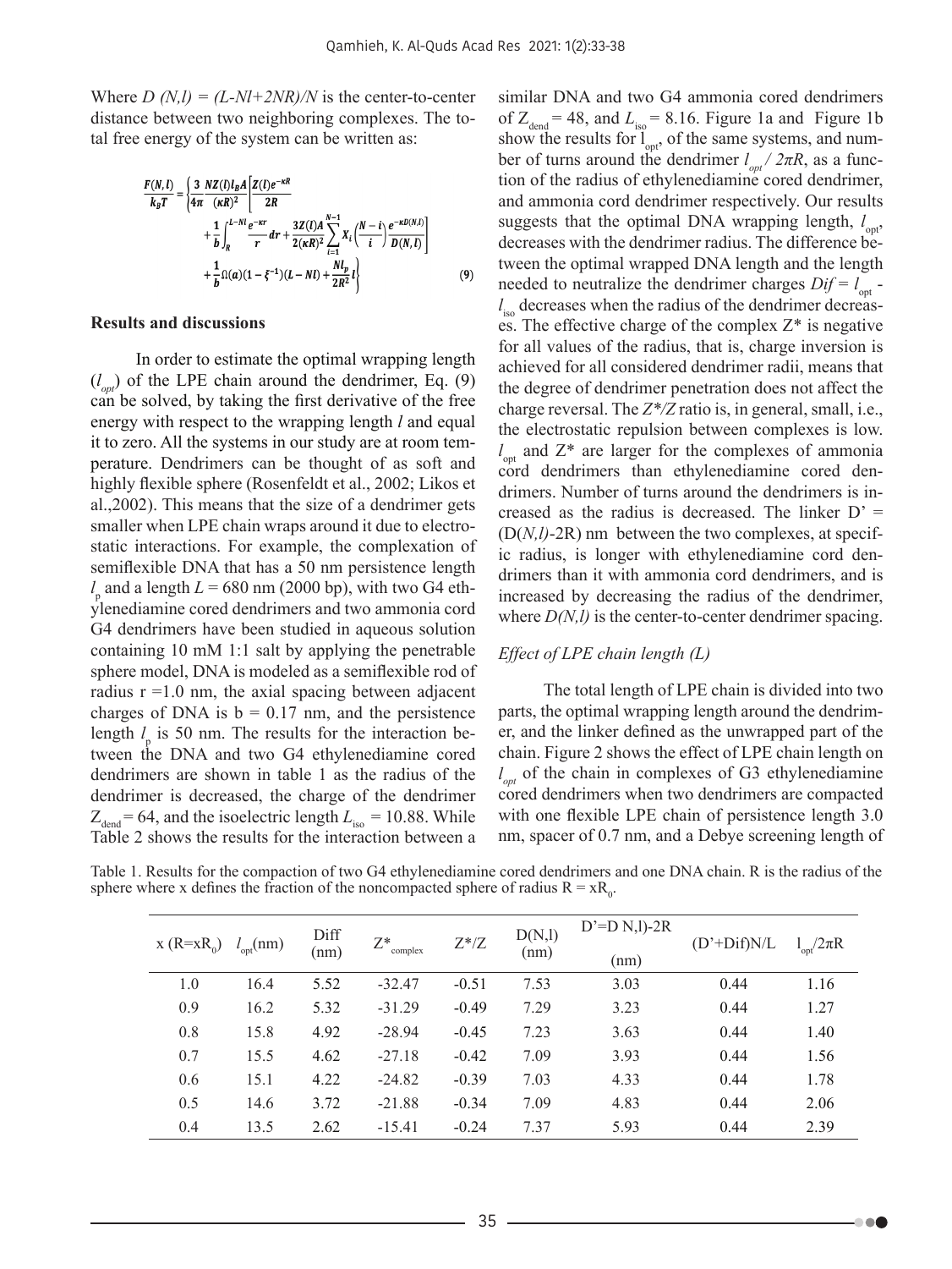Where $D(N,l) = (L-Nl+2NR)/N$ is the center-to-center distance between two neighboring complexes. The total free energy of the system can be written as:

$$\frac{F(N,l)}{k_BT} = \left\{\frac{3}{4\pi}\frac{NZ(l)l_BA}{(\kappa R)^2}\left[\frac{Z(l)e^{-\kappa R}}{2R} + \frac{1}{b}\int_R^{L-Nl}\frac{e^{-\kappa r}}{r}dr + \frac{3Z(l)A}{2(\kappa R)^2}\sum_{i=1}^{N-1}X_i\left(\frac{N-i}{i}\right)\frac{e^{-\kappa D(N,l)}}{D(N,l)}\right] + \frac{1}{b}\Omega(a)(1-\xi^{-1})(L-Nl) + \frac{Nl_p}{2R^2}l\right\} \quad (9)$$

**Results and discussions**

In order to estimate the optimal wrapping length ($l_{opt}$) of the LPE chain around the dendrimer, Eq. (9) can be solved, by taking the first derivative of the free energy with respect to the wrapping length $l$ and equal it to zero. All the systems in our study are at room temperature. Dendrimers can be thought of as soft and highly flexible sphere (Rosenfeldt et al., 2002; Likos et al.,2002). This means that the size of a dendrimer gets smaller when LPE chain wraps around it due to electrostatic interactions. For example, the complexation of semiflexible DNA that has a 50 nm persistence length $l_p$ and a length $L = 680$ nm (2000 bp), with two G4 ethylenediamine cored dendrimers and two ammonia cord G4 dendrimers have been studied in aqueous solution containing 10 mM 1:1 salt by applying the penetrable sphere model, DNA is modeled as a semiflexible rod of radius $r = 1.0$ nm, the axial spacing between adjacent charges of DNA is $b = 0.17$ nm, and the persistence length $l_p$ is 50 nm. The results for the interaction between the DNA and two G4 ethylenediamine cored dendrimers are shown in table 1 as the radius of the dendrimer is decreased, the charge of the dendrimer $Z_{dend} = 64$, and the isoelectric length $L_{iso} = 10.88$. While Table 2 shows the results for the interaction between a similar DNA and two G4 ammonia cored dendrimers of $Z_{dend} = 48$, and $L_{iso} = 8.16$. Figure 1a and Figure 1b show the results for $l_{opt}$, of the same systems, and number of turns around the dendrimer $l_{opt} / 2\pi R$, as a function of the radius of ethylenediamine cored dendrimer, and ammonia cord dendrimer respectively. Our results suggests that the optimal DNA wrapping length, $l_{opt}$, decreases with the dendrimer radius. The difference between the optimal wrapped DNA length and the length needed to neutralize the dendrimer charges $Dif = l_{opt} - l_{iso}$ decreases when the radius of the dendrimer decreases. The effective charge of the complex $Z^*$ is negative for all values of the radius, that is, charge inversion is achieved for all considered dendrimer radii, means that the degree of dendrimer penetration does not affect the charge reversal. The $Z^*/Z$ ratio is, in general, small, i.e., the electrostatic repulsion between complexes is low. $l_{opt}$ and $Z^*$ are larger for the complexes of ammonia cord dendrimers than ethylenediamine cored dendrimers. Number of turns around the dendrimers is increased as the radius is decreased. The linker $D' = (D(N,l)\text{-}2R)$ nm between the two complexes, at specific radius, is longer with ethylenediamine cord dendrimers than it with ammonia cord dendrimers, and is increased by decreasing the radius of the dendrimer, where $D(N,l)$ is the center-to-center dendrimer spacing.

*Effect of LPE chain length (L)*

The total length of LPE chain is divided into two parts, the optimal wrapping length around the dendrimer, and the linker defined as the unwrapped part of the chain. Figure 2 shows the effect of LPE chain length on $l_{opt}$ of the chain in complexes of G3 ethylenediamine cored dendrimers when two dendrimers are compacted with one flexible LPE chain of persistence length 3.0 nm, spacer of 0.7 nm, and a Debye screening length of

Table 1. Results for the compaction of two G4 ethylenediamine cored dendrimers and one DNA chain. R is the radius of the sphere where x defines the fraction of the noncompacted sphere of radius $R = xR_0$.

| x ($R=xR_0$) | $l_{opt}$(nm) | Diff (nm) | $Z^*_{complex}$ | $Z^*/Z$ | D(N,l) (nm) | D'=D N,l)-2R (nm) | (D'+Dif)N/L | $l_{opt}/2\pi R$ |
|---|---|---|---|---|---|---|---|---|
| 1.0 | 16.4 | 5.52 | -32.47 | -0.51 | 7.53 | 3.03 | 0.44 | 1.16 |
| 0.9 | 16.2 | 5.32 | -31.29 | -0.49 | 7.29 | 3.23 | 0.44 | 1.27 |
| 0.8 | 15.8 | 4.92 | -28.94 | -0.45 | 7.23 | 3.63 | 0.44 | 1.40 |
| 0.7 | 15.5 | 4.62 | -27.18 | -0.42 | 7.09 | 3.93 | 0.44 | 1.56 |
| 0.6 | 15.1 | 4.22 | -24.82 | -0.39 | 7.03 | 4.33 | 0.44 | 1.78 |
| 0.5 | 14.6 | 3.72 | -21.88 | -0.34 | 7.09 | 4.83 | 0.44 | 2.06 |
| 0.4 | 13.5 | 2.62 | -15.41 | -0.24 | 7.37 | 5.93 | 0.44 | 2.39 |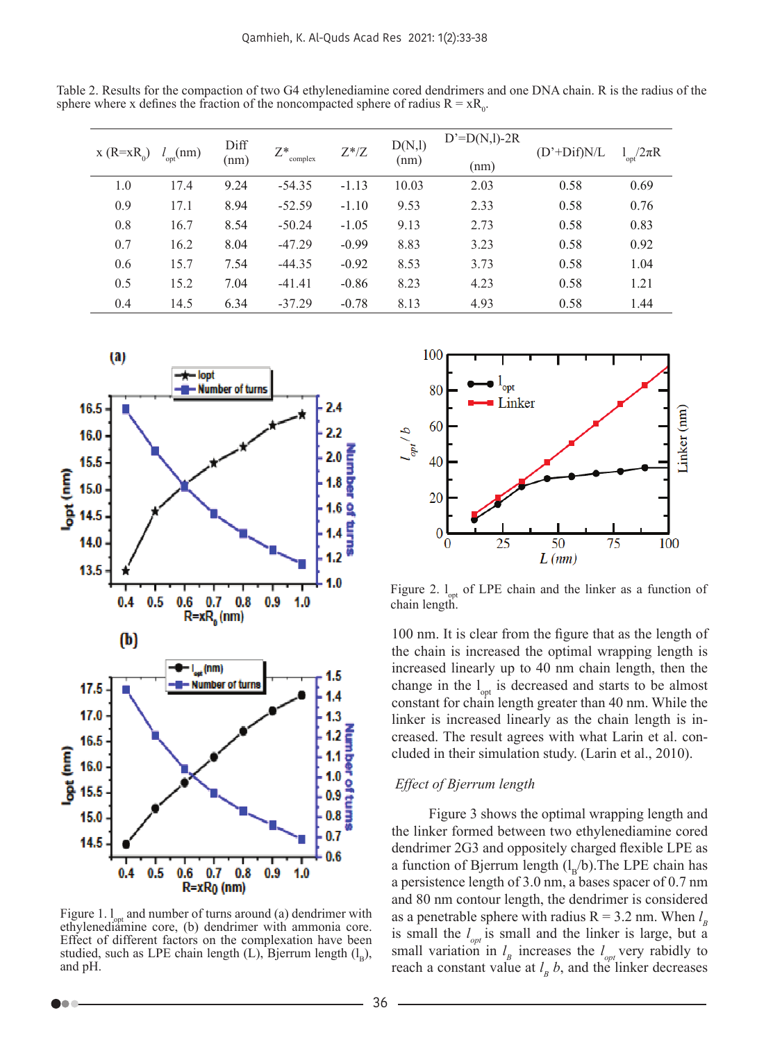Table 2. Results for the compaction of two G4 ethylenediamine cored dendrimers and one DNA chain. R is the radius of the sphere where x defines the fraction of the noncompacted sphere of radius $R = xR_0$.

| x ($R=xR_0$) | $l_{opt}$(nm) | Diff (nm) | $Z^*_{complex}$ | $Z^*/Z$ | D(N,l) (nm) | D'=D(N,l)-2R (nm) | (D'+Dif)N/L | $l_{opt}/2\pi R$ |
|---|---|---|---|---|---|---|---|---|
| 1.0 | 17.4 | 9.24 | -54.35 | -1.13 | 10.03 | 2.03 | 0.58 | 0.69 |
| 0.9 | 17.1 | 8.94 | -52.59 | -1.10 | 9.53 | 2.33 | 0.58 | 0.76 |
| 0.8 | 16.7 | 8.54 | -50.24 | -1.05 | 9.13 | 2.73 | 0.58 | 0.83 |
| 0.7 | 16.2 | 8.04 | -47.29 | -0.99 | 8.83 | 3.23 | 0.58 | 0.92 |
| 0.6 | 15.7 | 7.54 | -44.35 | -0.92 | 8.53 | 3.73 | 0.58 | 1.04 |
| 0.5 | 15.2 | 7.04 | -41.41 | -0.86 | 8.23 | 4.23 | 0.58 | 1.21 |
| 0.4 | 14.5 | 6.34 | -37.29 | -0.78 | 8.13 | 4.93 | 0.58 | 1.44 |

Figure 1. $l_{opt}$ and number of turns around (a) dendrimer with ethylenediamine core, (b) dendrimer with ammonia core. Effect of different factors on the complexation have been studied, such as LPE chain length (L), Bjerrum length ($l_B$), and pH.

Figure 2. $l_{opt}$ of LPE chain and the linker as a function of chain length.

100 nm. It is clear from the figure that as the length of the chain is increased the optimal wrapping length is increased linearly up to 40 nm chain length, then the change in the $l_{opt}$ is decreased and starts to be almost constant for chain length greater than 40 nm. While the linker is increased linearly as the chain length is increased. The result agrees with what Larin et al. concluded in their simulation study. (Larin et al., 2010).

*Effect of Bjerrum length*

Figure 3 shows the optimal wrapping length and the linker formed between two ethylenediamine cored dendrimer 2G3 and oppositely charged flexible LPE as a function of Bjerrum length ($l_B$/b).The LPE chain has a persistence length of 3.0 nm, a bases spacer of 0.7 nm and 80 nm contour length, the dendrimer is considered as a penetrable sphere with radius R = 3.2 nm. When $l_B$ is small the $l_{opt}$ is small and the linker is large, but a small variation in $l_B$ increases the $l_{opt}$ very rabidly to reach a constant value at $l_B$ b, and the linker decreases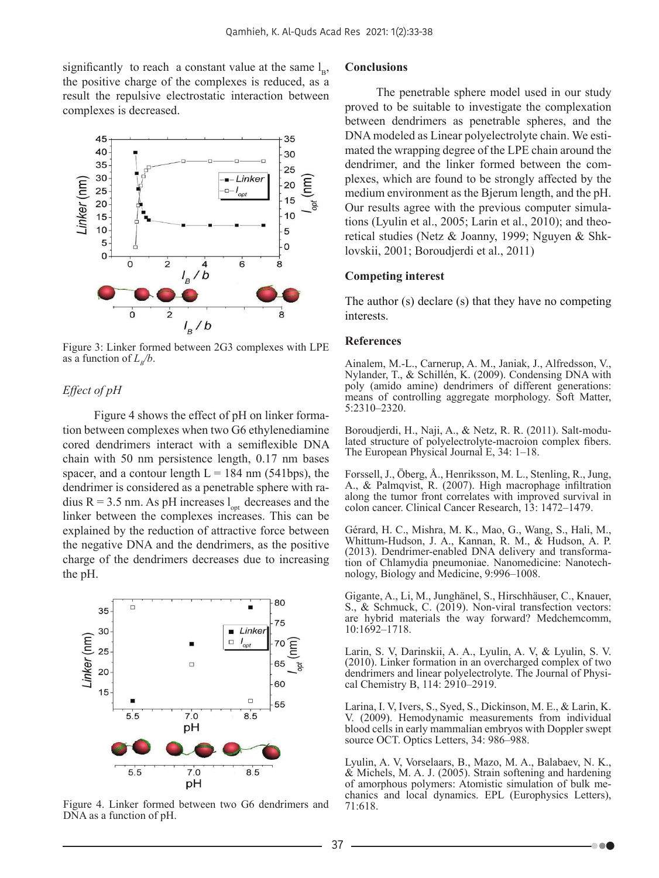significantly to reach a constant value at the same $l_B$, the positive charge of the complexes is reduced, as a result the repulsive electrostatic interaction between complexes is decreased.

Figure 3: Linker formed between 2G3 complexes with LPE as a function of $L_B/b$.

*Effect of pH*

Figure 4 shows the effect of pH on linker formation between complexes when two G6 ethylenediamine cored dendrimers interact with a semiflexible DNA chain with 50 nm persistence length, 0.17 nm bases spacer, and a contour length L = 184 nm (541bps), the dendrimer is considered as a penetrable sphere with radius R = 3.5 nm. As pH increases $l_{opt}$ decreases and the linker between the complexes increases. This can be explained by the reduction of attractive force between the negative DNA and the dendrimers, as the positive charge of the dendrimers decreases due to increasing the pH.

Figure 4. Linker formed between two G6 dendrimers and DNA as a function of pH.

**Conclusions**

The penetrable sphere model used in our study proved to be suitable to investigate the complexation between dendrimers as penetrable spheres, and the DNA modeled as Linear polyelectrolyte chain. We estimated the wrapping degree of the LPE chain around the dendrimer, and the linker formed between the complexes, which are found to be strongly affected by the medium environment as the Bjerum length, and the pH. Our results agree with the previous computer simulations (Lyulin et al., 2005; Larin et al., 2010); and theoretical studies (Netz & Joanny, 1999; Nguyen & Shklovskii, 2001; Boroudjerdi et al., 2011)

**Competing interest**

The author (s) declare (s) that they have no competing interests.

**References**

Ainalem, M.-L., Carnerup, A. M., Janiak, J., Alfredsson, V., Nylander, T., & Schillén, K. (2009). Condensing DNA with poly (amido amine) dendrimers of different generations: means of controlling aggregate morphology. Soft Matter, 5:2310–2320.

Boroudjerdi, H., Naji, A., & Netz, R. R. (2011). Salt-modulated structure of polyelectrolyte-macroion complex fibers. The European Physical Journal E, 34: 1–18.

Forssell, J., Öberg, Å., Henriksson, M. L., Stenling, R., Jung, A., & Palmqvist, R. (2007). High macrophage infiltration along the tumor front correlates with improved survival in colon cancer. Clinical Cancer Research, 13: 1472–1479.

Gérard, H. C., Mishra, M. K., Mao, G., Wang, S., Hali, M., Whittum-Hudson, J. A., Kannan, R. M., & Hudson, A. P. (2013). Dendrimer-enabled DNA delivery and transformation of Chlamydia pneumoniae. Nanomedicine: Nanotechnology, Biology and Medicine, 9:996–1008.

Gigante, A., Li, M., Junghänel, S., Hirschhäuser, C., Knauer, S., & Schmuck, C. (2019). Non-viral transfection vectors: are hybrid materials the way forward? Medchemcomm, 10:1692–1718.

Larin, S. V, Darinskii, A. A., Lyulin, A. V, & Lyulin, S. V. (2010). Linker formation in an overcharged complex of two dendrimers and linear polyelectrolyte. The Journal of Physical Chemistry B, 114: 2910–2919.

Larina, I. V, Ivers, S., Syed, S., Dickinson, M. E., & Larin, K. V. (2009). Hemodynamic measurements from individual blood cells in early mammalian embryos with Doppler swept source OCT. Optics Letters, 34: 986–988.

Lyulin, A. V, Vorselaars, B., Mazo, M. A., Balabaev, N. K., & Michels, M. A. J. (2005). Strain softening and hardening of amorphous polymers: Atomistic simulation of bulk mechanics and local dynamics. EPL (Europhysics Letters), 71:618.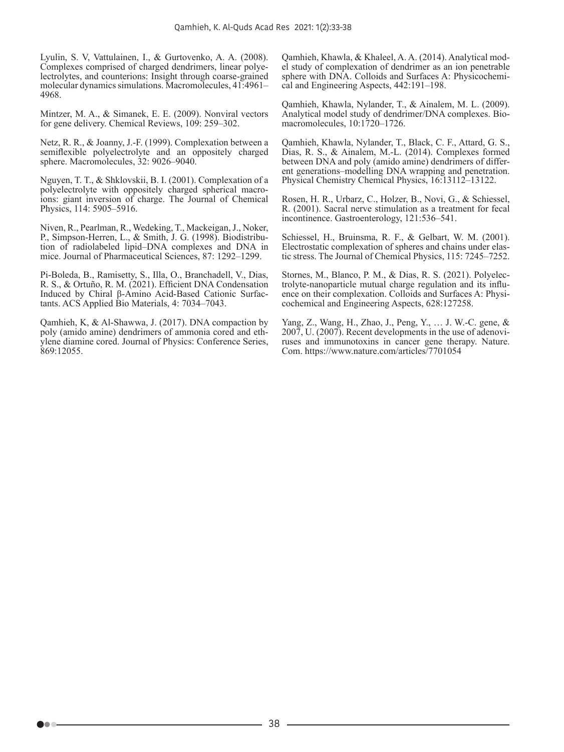Lyulin, S. V, Vattulainen, I., & Gurtovenko, A. A. (2008). Complexes comprised of charged dendrimers, linear polyelectrolytes, and counterions: Insight through coarse-grained molecular dynamics simulations. Macromolecules, 41:4961–4968.

Mintzer, M. A., & Simanek, E. E. (2009). Nonviral vectors for gene delivery. Chemical Reviews, 109: 259–302.

Netz, R. R., & Joanny, J.-F. (1999). Complexation between a semiflexible polyelectrolyte and an oppositely charged sphere. Macromolecules, 32: 9026–9040.

Nguyen, T. T., & Shklovskii, B. I. (2001). Complexation of a polyelectrolyte with oppositely charged spherical macroions: giant inversion of charge. The Journal of Chemical Physics, 114: 5905–5916.

Niven, R., Pearlman, R., Wedeking, T., Mackeigan, J., Noker, P., Simpson-Herren, L., & Smith, J. G. (1998). Biodistribution of radiolabeled lipid–DNA complexes and DNA in mice. Journal of Pharmaceutical Sciences, 87: 1292–1299.

Pi-Boleda, B., Ramisetty, S., Illa, O., Branchadell, V., Dias, R. S., & Ortuño, R. M. (2021). Efficient DNA Condensation Induced by Chiral β-Amino Acid-Based Cationic Surfactants. ACS Applied Bio Materials, 4: 7034–7043.

Qamhieh, K, & Al-Shawwa, J. (2017). DNA compaction by poly (amido amine) dendrimers of ammonia cored and ethylene diamine cored. Journal of Physics: Conference Series, 869:12055.

Qamhieh, Khawla, & Khaleel, A. A. (2014). Analytical model study of complexation of dendrimer as an ion penetrable sphere with DNA. Colloids and Surfaces A: Physicochemical and Engineering Aspects, 442:191–198.

Qamhieh, Khawla, Nylander, T., & Ainalem, M. L. (2009). Analytical model study of dendrimer/DNA complexes. Biomacromolecules, 10:1720–1726.

Qamhieh, Khawla, Nylander, T., Black, C. F., Attard, G. S., Dias, R. S., & Ainalem, M.-L. (2014). Complexes formed between DNA and poly (amido amine) dendrimers of different generations–modelling DNA wrapping and penetration. Physical Chemistry Chemical Physics, 16:13112–13122.

Rosen, H. R., Urbarz, C., Holzer, B., Novi, G., & Schiessel, R. (2001). Sacral nerve stimulation as a treatment for fecal incontinence. Gastroenterology, 121:536–541.

Schiessel, H., Bruinsma, R. F., & Gelbart, W. M. (2001). Electrostatic complexation of spheres and chains under elastic stress. The Journal of Chemical Physics, 115: 7245–7252.

Stornes, M., Blanco, P. M., & Dias, R. S. (2021). Polyelectrolyte-nanoparticle mutual charge regulation and its influence on their complexation. Colloids and Surfaces A: Physicochemical and Engineering Aspects, 628:127258.

Yang, Z., Wang, H., Zhao, J., Peng, Y., … J. W.-C. gene, & 2007, U. (2007). Recent developments in the use of adenoviruses and immunotoxins in cancer gene therapy. Nature. Com. https://www.nature.com/articles/7701054